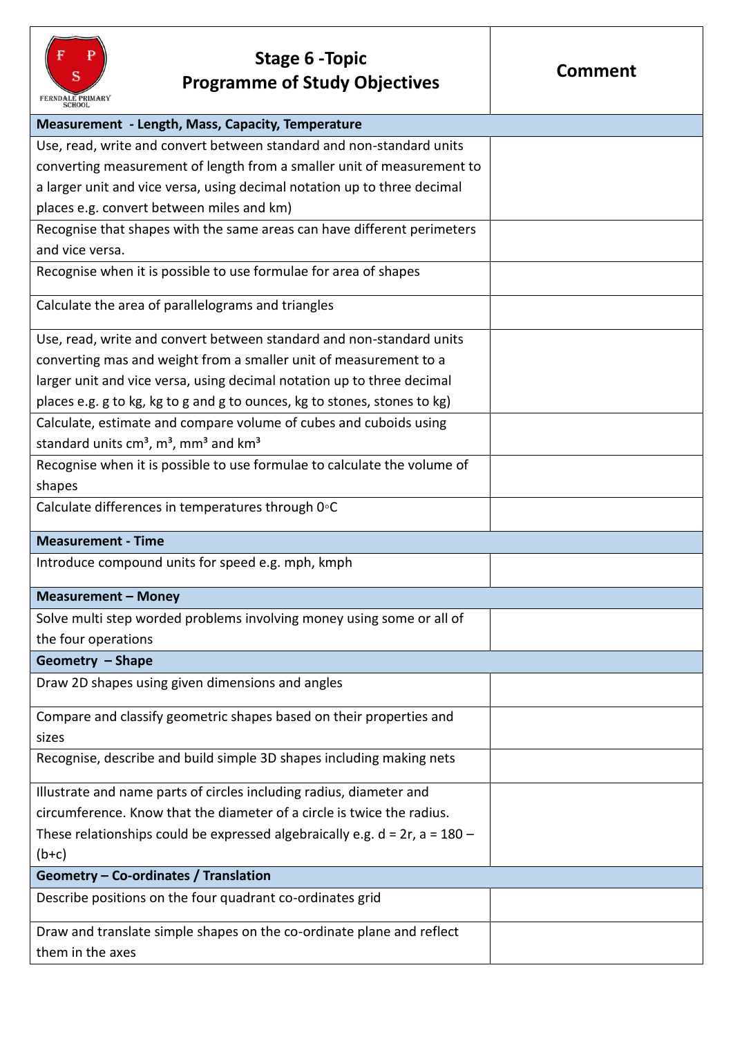| Stage 6 -Topic Programme of Study Objectives | Comment |
|---|---|
| **Measurement - Length, Mass, Capacity, Temperature** | |
| Use, read, write and convert between standard and non-standard units converting measurement of length from a smaller unit of measurement to a larger unit and vice versa, using decimal notation up to three decimal places e.g. convert between miles and km) | |
| Recognise that shapes with the same areas can have different perimeters and vice versa. | |
| Recognise when it is possible to use formulae for area of shapes | |
| Calculate the area of parallelograms and triangles | |
| Use, read, write and convert between standard and non-standard units converting mas and weight from a smaller unit of measurement to a larger unit and vice versa, using decimal notation up to three decimal places e.g. g to kg, kg to g and g to ounces, kg to stones, stones to kg) | |
| Calculate, estimate and compare volume of cubes and cuboids using standard units $cm^3$, $m^3$, $mm^3$ and $km^3$ | |
| Recognise when it is possible to use formulae to calculate the volume of shapes | |
| Calculate differences in temperatures through 0◦C | |
| **Measurement - Time** | |
| Introduce compound units for speed e.g. mph, kmph | |
| **Measurement – Money** | |
| Solve multi step worded problems involving money using some or all of the four operations | |
| **Geometry – Shape** | |
| Draw 2D shapes using given dimensions and angles | |
| Compare and classify geometric shapes based on their properties and sizes | |
| Recognise, describe and build simple 3D shapes including making nets | |
| Illustrate and name parts of circles including radius, diameter and circumference. Know that the diameter of a circle is twice the radius. These relationships could be expressed algebraically e.g. $d = 2r$, $a = 180 – (b+c)$ | |
| **Geometry – Co-ordinates / Translation** | |
| Describe positions on the four quadrant co-ordinates grid | |
| Draw and translate simple shapes on the co-ordinate plane and reflect them in the axes | |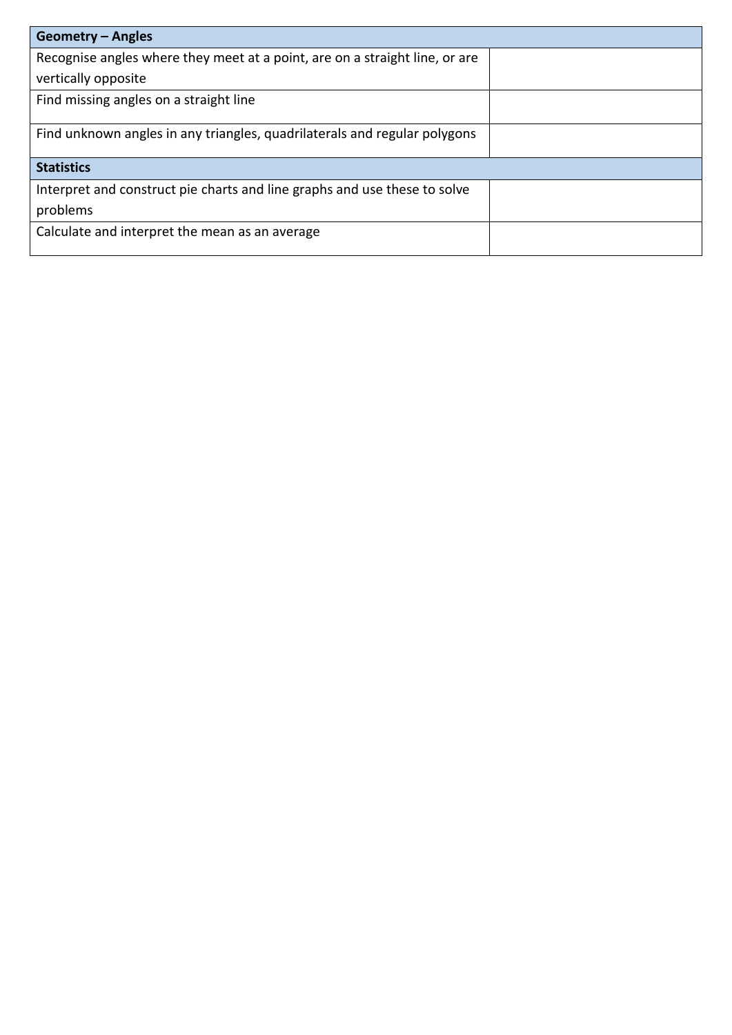| | |
|---|---|
| **Geometry – Angles** | |
| Recognise angles where they meet at a point, are on a straight line, or are vertically opposite | |
| Find missing angles on a straight line | |
| Find unknown angles in any triangles, quadrilaterals and regular polygons | |
| **Statistics** | |
| Interpret and construct pie charts and line graphs and use these to solve problems | |
| Calculate and interpret the mean as an average | |